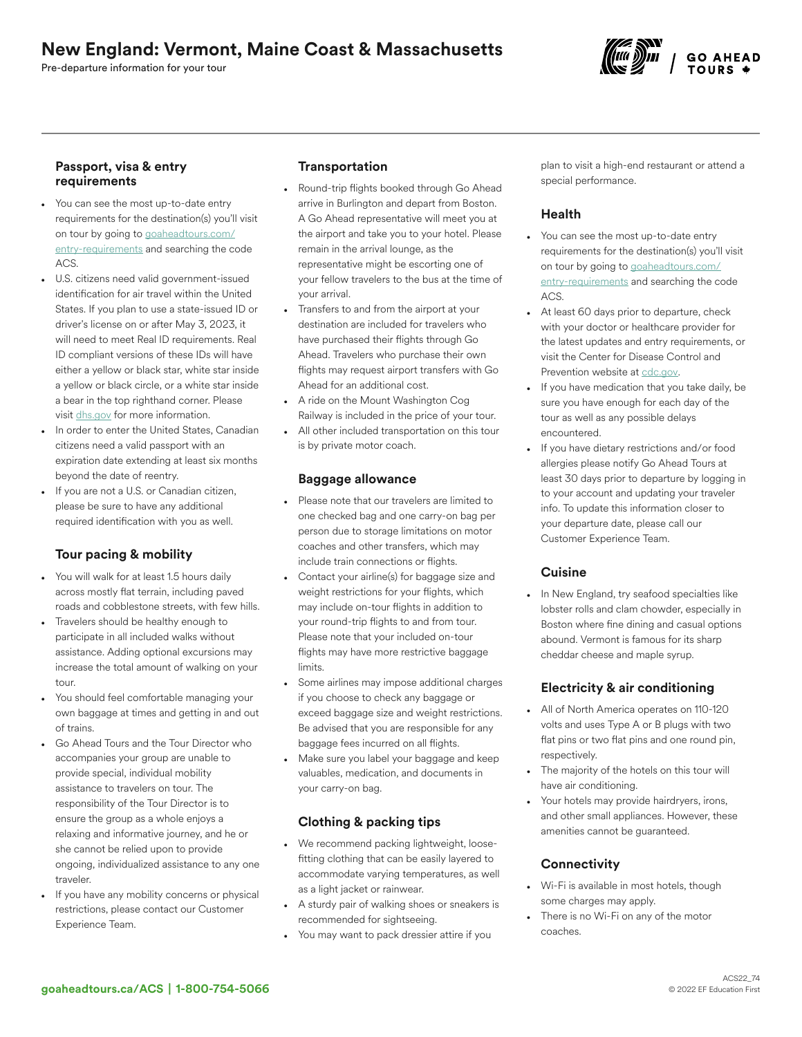# New England: Vermont, Maine Coast & Massachusetts

Pre-departure information for your tour

## Passport, visa & entry requirements

- You can see the most up-to-date entry requirements for the destination(s) you'll visit on tour by going to goaheadtours.com/entry-requirements and searching the code ACS.
- U.S. citizens need valid government-issued identification for air travel within the United States. If you plan to use a state-issued ID or driver's license on or after May 3, 2023, it will need to meet Real ID requirements. Real ID compliant versions of these IDs will have either a yellow or black star, white star inside a yellow or black circle, or a white star inside a bear in the top righthand corner. Please visit dhs.gov for more information.
- In order to enter the United States, Canadian citizens need a valid passport with an expiration date extending at least six months beyond the date of reentry.
- If you are not a U.S. or Canadian citizen, please be sure to have any additional required identification with you as well.

## Tour pacing & mobility

- You will walk for at least 1.5 hours daily across mostly flat terrain, including paved roads and cobblestone streets, with few hills.
- Travelers should be healthy enough to participate in all included walks without assistance. Adding optional excursions may increase the total amount of walking on your tour.
- You should feel comfortable managing your own baggage at times and getting in and out of trains.
- Go Ahead Tours and the Tour Director who accompanies your group are unable to provide special, individual mobility assistance to travelers on tour. The responsibility of the Tour Director is to ensure the group as a whole enjoys a relaxing and informative journey, and he or she cannot be relied upon to provide ongoing, individualized assistance to any one traveler.
- If you have any mobility concerns or physical restrictions, please contact our Customer Experience Team.

## Transportation

- Round-trip flights booked through Go Ahead arrive in Burlington and depart from Boston. A Go Ahead representative will meet you at the airport and take you to your hotel. Please remain in the arrival lounge, as the representative might be escorting one of your fellow travelers to the bus at the time of your arrival.
- Transfers to and from the airport at your destination are included for travelers who have purchased their flights through Go Ahead. Travelers who purchase their own flights may request airport transfers with Go Ahead for an additional cost.
- A ride on the Mount Washington Cog Railway is included in the price of your tour.
- All other included transportation on this tour is by private motor coach.

## Baggage allowance

- Please note that our travelers are limited to one checked bag and one carry-on bag per person due to storage limitations on motor coaches and other transfers, which may include train connections or flights.
- Contact your airline(s) for baggage size and weight restrictions for your flights, which may include on-tour flights in addition to your round-trip flights to and from tour. Please note that your included on-tour flights may have more restrictive baggage limits.
- Some airlines may impose additional charges if you choose to check any baggage or exceed baggage size and weight restrictions. Be advised that you are responsible for any baggage fees incurred on all flights.
- Make sure you label your baggage and keep valuables, medication, and documents in your carry-on bag.

## Clothing & packing tips

- We recommend packing lightweight, loose-fitting clothing that can be easily layered to accommodate varying temperatures, as well as a light jacket or rainwear.
- A sturdy pair of walking shoes or sneakers is recommended for sightseeing.
- You may want to pack dressier attire if you plan to visit a high-end restaurant or attend a special performance.

## Health

- You can see the most up-to-date entry requirements for the destination(s) you'll visit on tour by going to goaheadtours.com/entry-requirements and searching the code ACS.
- At least 60 days prior to departure, check with your doctor or healthcare provider for the latest updates and entry requirements, or visit the Center for Disease Control and Prevention website at cdc.gov.
- If you have medication that you take daily, be sure you have enough for each day of the tour as well as any possible delays encountered.
- If you have dietary restrictions and/or food allergies please notify Go Ahead Tours at least 30 days prior to departure by logging in to your account and updating your traveler info. To update this information closer to your departure date, please call our Customer Experience Team.

## Cuisine

- In New England, try seafood specialties like lobster rolls and clam chowder, especially in Boston where fine dining and casual options abound. Vermont is famous for its sharp cheddar cheese and maple syrup.

## Electricity & air conditioning

- All of North America operates on 110-120 volts and uses Type A or B plugs with two flat pins or two flat pins and one round pin, respectively.
- The majority of the hotels on this tour will have air conditioning.
- Your hotels may provide hairdryers, irons, and other small appliances. However, these amenities cannot be guaranteed.

## Connectivity

- Wi-Fi is available in most hotels, though some charges may apply.
- There is no Wi-Fi on any of the motor coaches.

goaheadtours.ca/ACS | 1-800-754-5066

ACS22_74
© 2022 EF Education First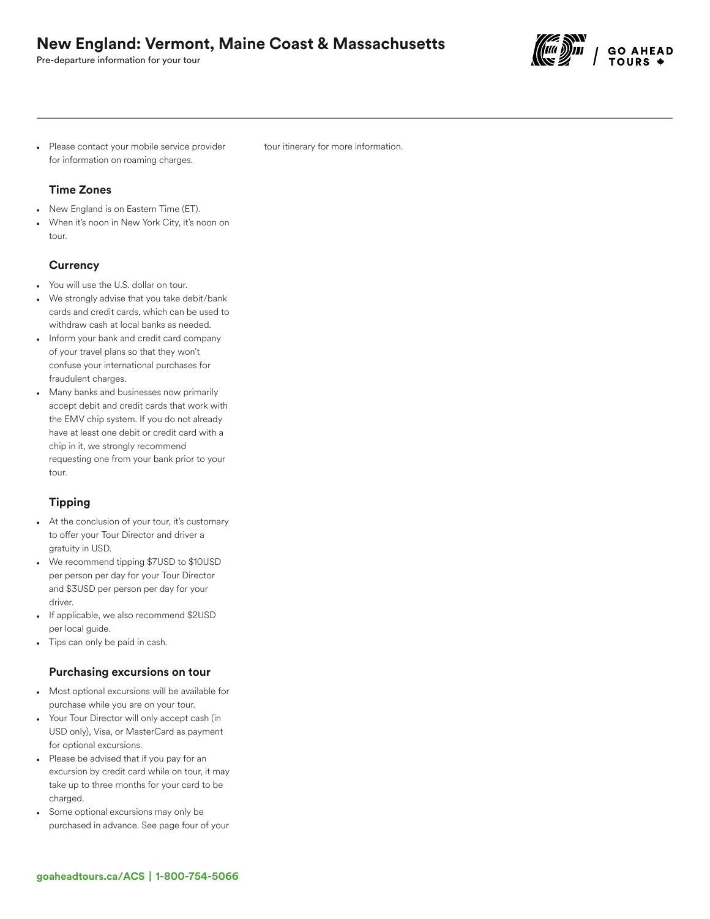- Please contact your mobile service provider for information on roaming charges.

### Time Zones

- New England is on Eastern Time (ET).
- When it's noon in New York City, it's noon on tour.

### Currency

- You will use the U.S. dollar on tour.
- We strongly advise that you take debit/bank cards and credit cards, which can be used to withdraw cash at local banks as needed.
- Inform your bank and credit card company of your travel plans so that they won't confuse your international purchases for fraudulent charges.
- Many banks and businesses now primarily accept debit and credit cards that work with the EMV chip system. If you do not already have at least one debit or credit card with a chip in it, we strongly recommend requesting one from your bank prior to your tour.

### Tipping

- At the conclusion of your tour, it's customary to offer your Tour Director and driver a gratuity in USD.
- We recommend tipping $7USD to $10USD per person per day for your Tour Director and $3USD per person per day for your driver.
- If applicable, we also recommend $2USD per local guide.
- Tips can only be paid in cash.

### Purchasing excursions on tour

- Most optional excursions will be available for purchase while you are on your tour.
- Your Tour Director will only accept cash (in USD only), Visa, or MasterCard as payment for optional excursions.
- Please be advised that if you pay for an excursion by credit card while on tour, it may take up to three months for your card to be charged.
- Some optional excursions may only be purchased in advance. See page four of your tour itinerary for more information.